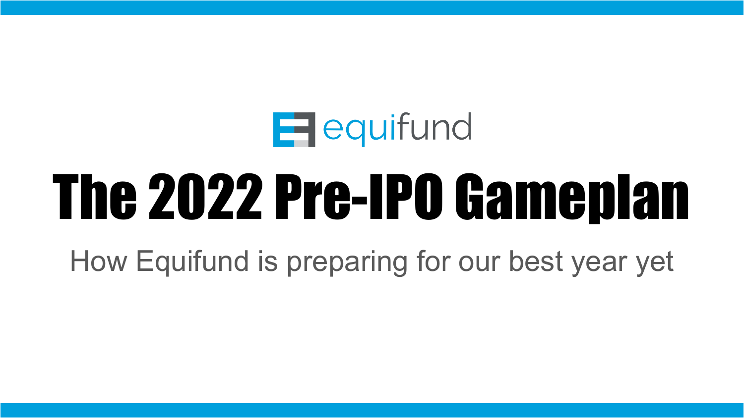equifund

# The 2022 Pre-IPO Gameplan

How Equifund is preparing for our best year yet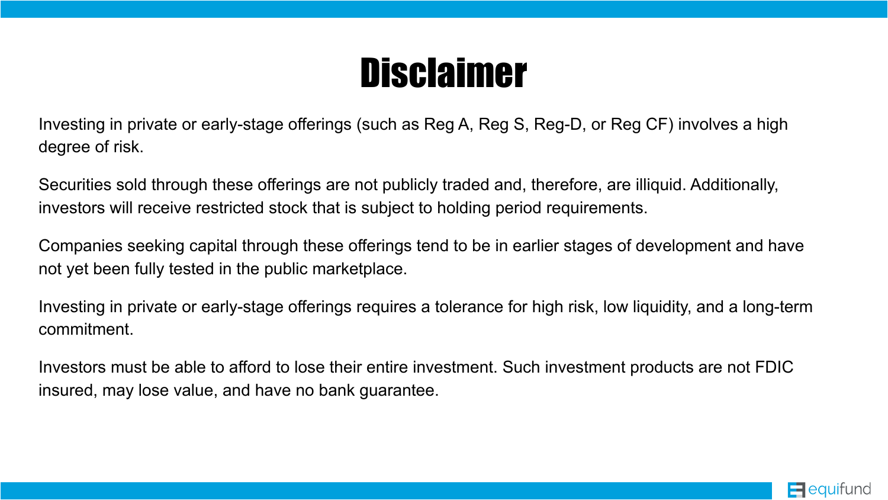# Disclaimer

Investing in private or early-stage offerings (such as Reg A, Reg S, Reg-D, or Reg CF) involves a high degree of risk.

Securities sold through these offerings are not publicly traded and, therefore, are illiquid. Additionally, investors will receive restricted stock that is subject to holding period requirements.

Companies seeking capital through these offerings tend to be in earlier stages of development and have not yet been fully tested in the public marketplace.

Investing in private or early-stage offerings requires a tolerance for high risk, low liquidity, and a long-term commitment.

Investors must be able to afford to lose their entire investment. Such investment products are not FDIC insured, may lose value, and have no bank guarantee.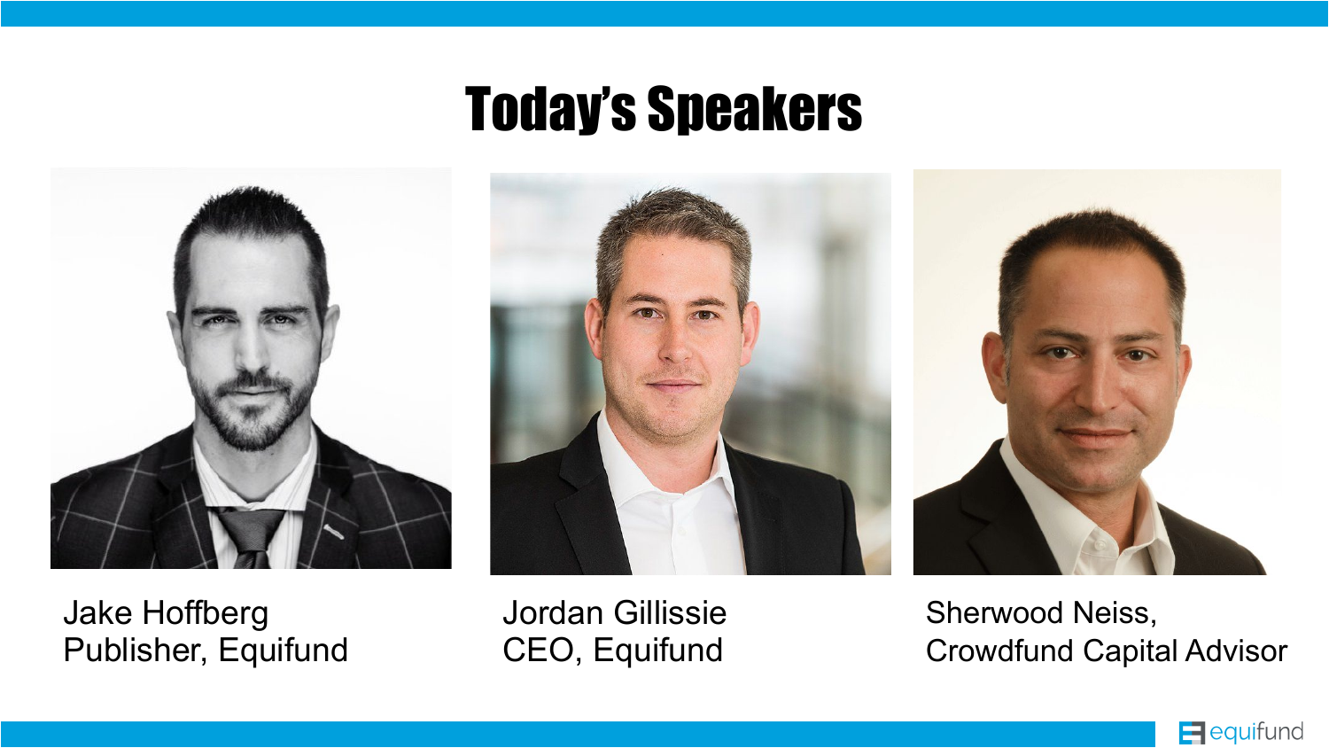# Today's Speakers

Jake Hoffberg
Publisher, Equifund

Jordan Gillissie
CEO, Equifund

Sherwood Neiss,
Crowdfund Capital Advisor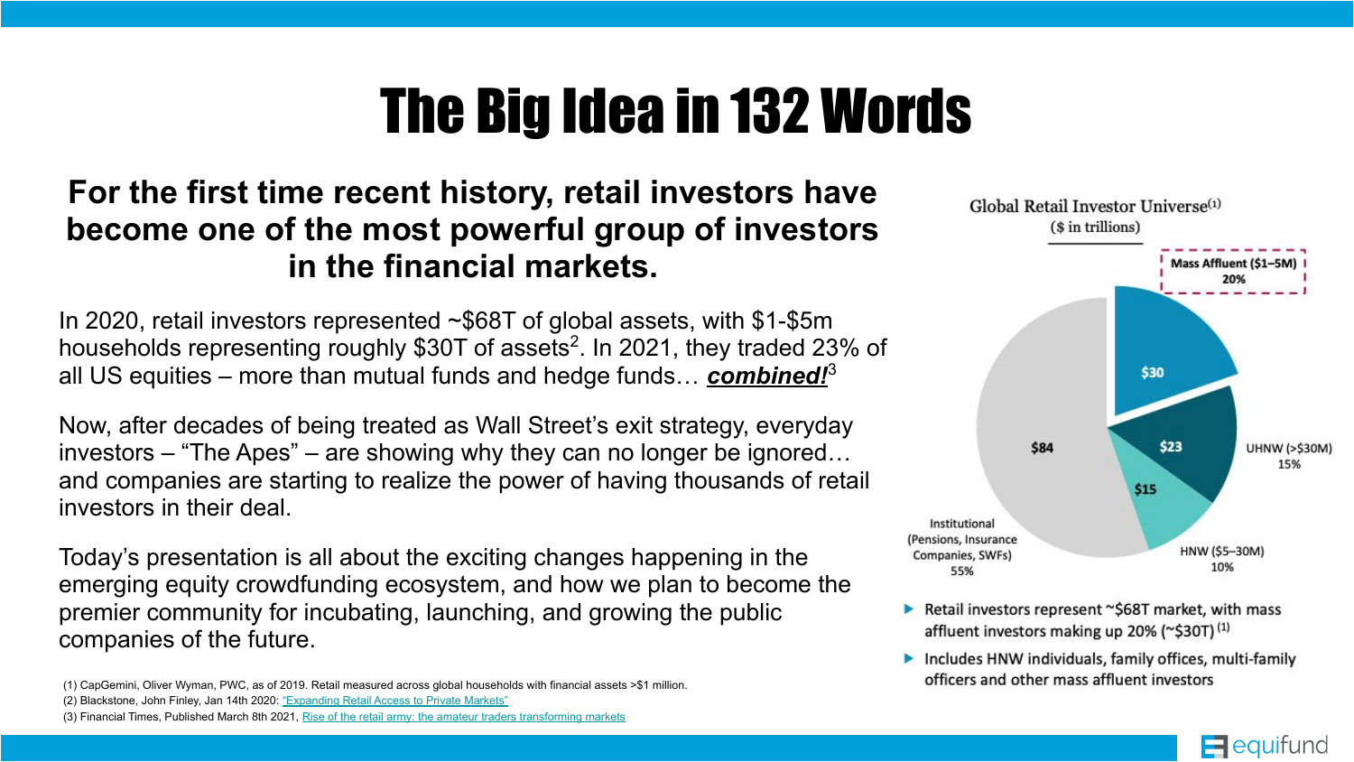# The Big Idea in 132 Words

**For the first time recent history, retail investors have become one of the most powerful group of investors in the financial markets.**

In 2020, retail investors represented ~$68T of global assets, with $1-$5m households representing roughly $30T of assets[2]. In 2021, they traded 23% of all US equities – more than mutual funds and hedge funds… ***combined!***[3]

Now, after decades of being treated as Wall Street's exit strategy, everyday investors – "The Apes" – are showing why they can no longer be ignored… and companies are starting to realize the power of having thousands of retail investors in their deal.

Today's presentation is all about the exciting changes happening in the emerging equity crowdfunding ecosystem, and how we plan to become the premier community for incubating, launching, and growing the public companies of the future.

Global Retail Investor Universe[1]
($ in trillions)

| Segment | Value | Share |
|---|---|---|
| Mass Affluent ($1–5M) | $30 | 20% |
| UHNW (>$30M) | $23 | 15% |
| HNW ($5–30M) | $15 | 10% |
| Institutional (Pensions, Insurance Companies, SWFs) | $84 | 55% |

- Retail investors represent ~$68T market, with mass affluent investors making up 20% (~$30T)[1]
- Includes HNW individuals, family offices, multi-family officers and other mass affluent investors

(1) CapGemini, Oliver Wyman, PWC, as of 2019. Retail measured across global households with financial assets >$1 million.
(2) Blackstone, John Finley, Jan 14th 2020: "Expanding Retail Access to Private Markets"
(3) Financial Times, Published March 8th 2021, Rise of the retail army: the amateur traders transforming markets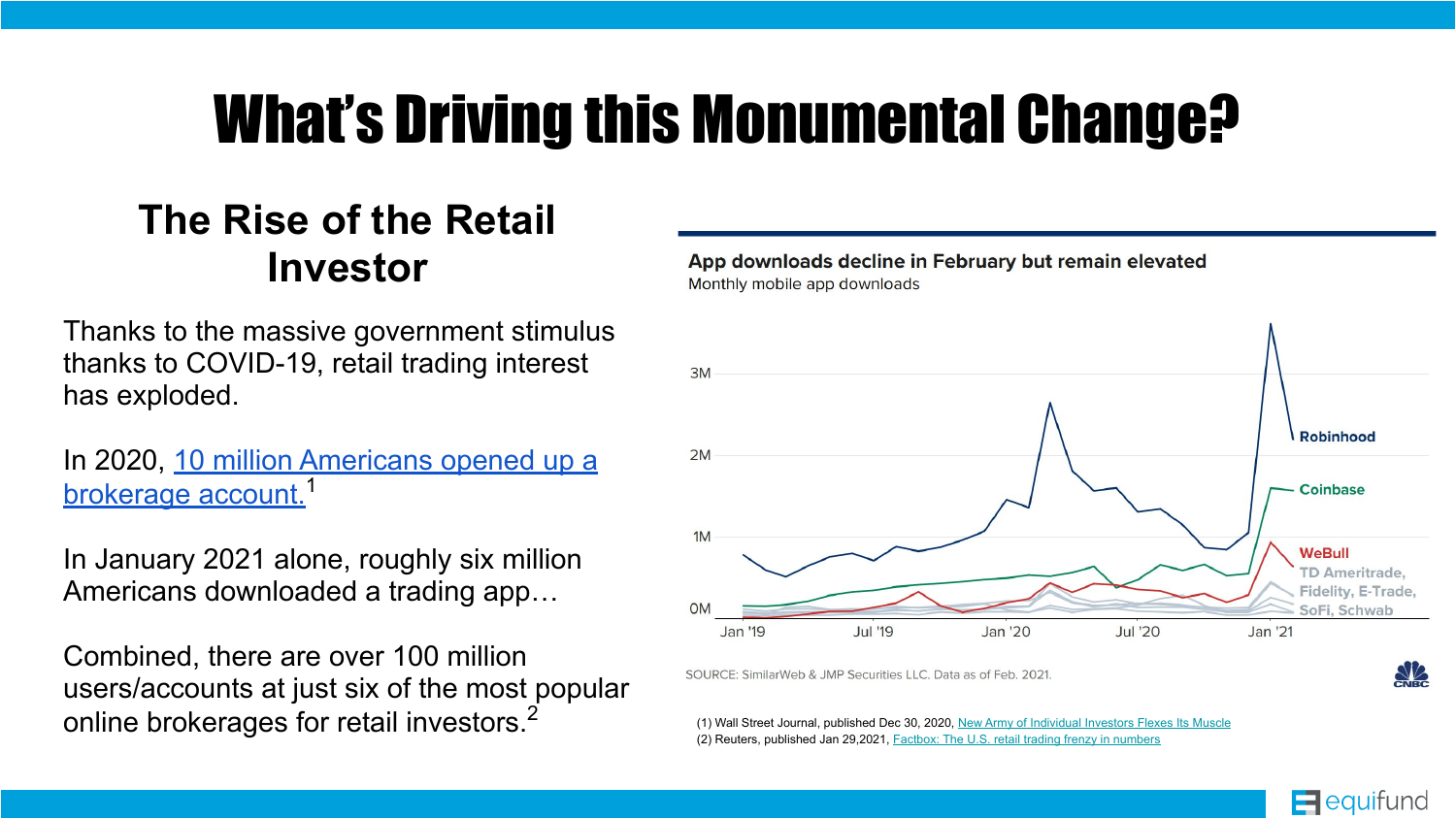# What's Driving this Monumental Change?

## The Rise of the Retail Investor

Thanks to the massive government stimulus thanks to COVID-19, retail trading interest has exploded.

In 2020, 10 million Americans opened up a brokerage account.[1]

In January 2021 alone, roughly six million Americans downloaded a trading app…

Combined, there are over 100 million users/accounts at just six of the most popular online brokerages for retail investors.[2]

**App downloads decline in February but remain elevated**

Monthly mobile app downloads

SOURCE: SimilarWeb & JMP Securities LLC. Data as of Feb. 2021.

(1) Wall Street Journal, published Dec 30, 2020, New Army of Individual Investors Flexes Its Muscle

(2) Reuters, published Jan 29,2021, Factbox: The U.S. retail trading frenzy in numbers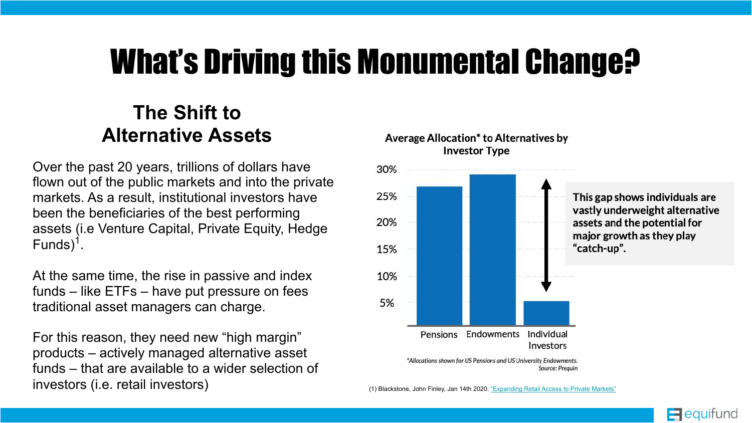# What's Driving this Monumental Change?

## The Shift to Alternative Assets

Over the past 20 years, trillions of dollars have flown out of the public markets and into the private markets. As a result, institutional investors have been the beneficiaries of the best performing assets (i.e Venture Capital, Private Equity, Hedge Funds)[1].

At the same time, the rise in passive and index funds – like ETFs – have put pressure on fees traditional asset managers can charge.

For this reason, they need new "high margin" products – actively managed alternative asset funds – that are available to a wider selection of investors (i.e. retail investors)

**Average Allocation* to Alternatives by Investor Type**

| Investor Type | Allocation |
| --- | --- |
| Pensions | ~27% |
| Endowments | ~29% |
| Individual Investors | ~5% |

**This gap shows individuals are vastly underweight alternative assets and the potential for major growth as they play "catch-up".**

*\*Allocations shown for US Pensions and US University Endowments.*
*Source: Prequin*

(1) Blackstone, John Finley, Jan 14th 2020: "Expanding Retail Access to Private Markets"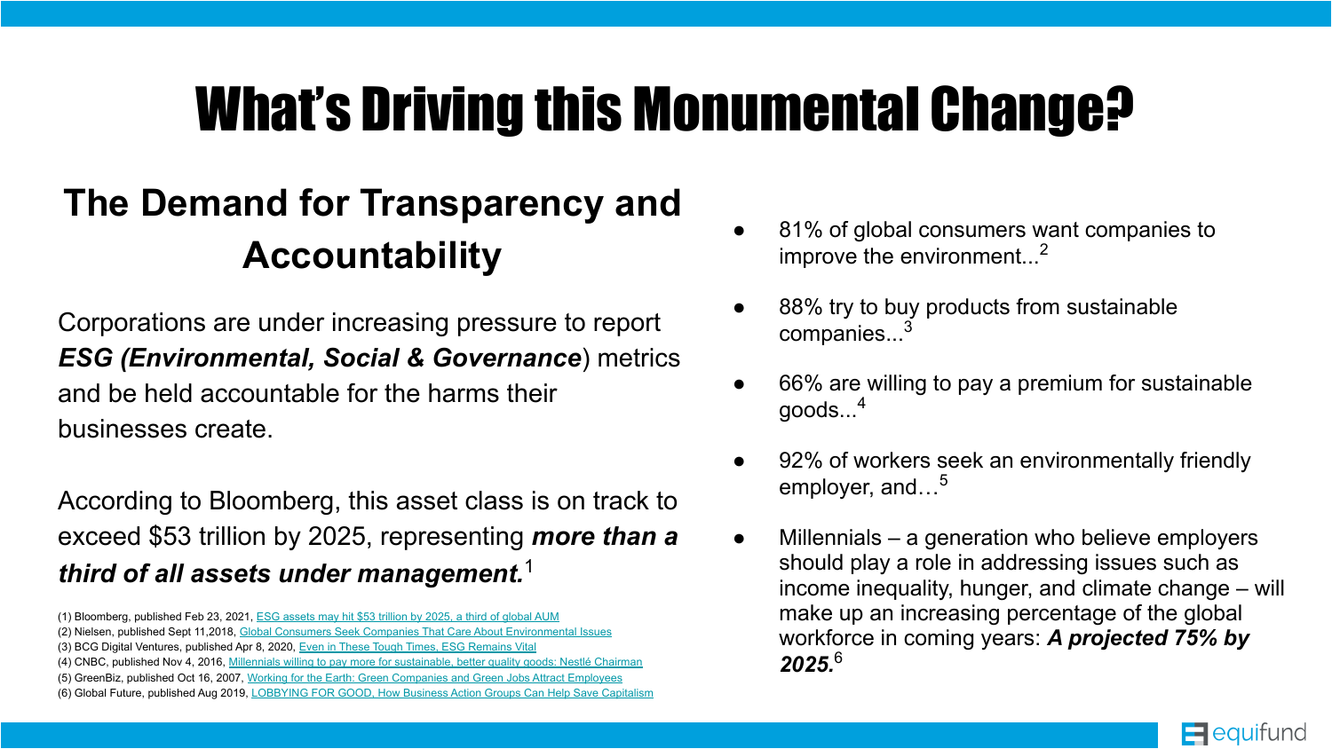# What's Driving this Monumental Change?

## The Demand for Transparency and Accountability

Corporations are under increasing pressure to report ***ESG (Environmental, Social & Governance***) metrics and be held accountable for the harms their businesses create.

According to Bloomberg, this asset class is on track to exceed $53 trillion by 2025, representing ***more than a third of all assets under management.***[1]

- 81% of global consumers want companies to improve the environment...[2]
- 88% try to buy products from sustainable companies...[3]
- 66% are willing to pay a premium for sustainable goods...[4]
- 92% of workers seek an environmentally friendly employer, and…[5]
- Millennials – a generation who believe employers should play a role in addressing issues such as income inequality, hunger, and climate change – will make up an increasing percentage of the global workforce in coming years: ***A projected 75% by 2025.***[6]

(1) Bloomberg, published Feb 23, 2021, ESG assets may hit $53 trillion by 2025, a third of global AUM
(2) Nielsen, published Sept 11,2018, Global Consumers Seek Companies That Care About Environmental Issues
(3) BCG Digital Ventures, published Apr 8, 2020, Even in These Tough Times, ESG Remains Vital
(4) CNBC, published Nov 4, 2016, Millennials willing to pay more for sustainable, better quality goods: Nestlé Chairman
(5) GreenBiz, published Oct 16, 2007, Working for the Earth: Green Companies and Green Jobs Attract Employees
(6) Global Future, published Aug 2019, LOBBYING FOR GOOD, How Business Action Groups Can Help Save Capitalism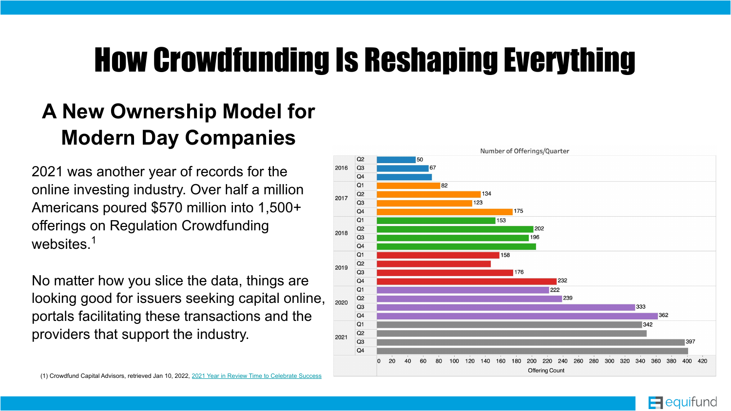# How Crowdfunding Is Reshaping Everything

## A New Ownership Model for Modern Day Companies

2021 was another year of records for the online investing industry. Over half a million Americans poured $570 million into 1,500+ offerings on Regulation Crowdfunding websites.[1]

No matter how you slice the data, things are looking good for issuers seeking capital online, portals facilitating these transactions and the providers that support the industry.

**Number of Offerings/Quarter**

| Year | Quarter | Offering Count |
|---|---|---|
| 2016 | Q2 | 50 |
| | Q3 | 67 |
| | Q4 | |
| 2017 | Q1 | 82 |
| | Q2 | 134 |
| | Q3 | 123 |
| | Q4 | 175 |
| 2018 | Q1 | 153 |
| | Q2 | 202 |
| | Q3 | 196 |
| | Q4 | |
| 2019 | Q1 | 158 |
| | Q2 | |
| | Q3 | 176 |
| | Q4 | 232 |
| 2020 | Q1 | 222 |
| | Q2 | 239 |
| | Q3 | 333 |
| | Q4 | 362 |
| 2021 | Q1 | 342 |
| | Q2 | |
| | Q3 | 397 |
| | Q4 | |

(1) Crowdfund Capital Advisors, retrieved Jan 10, 2022, 2021 Year in Review Time to Celebrate Success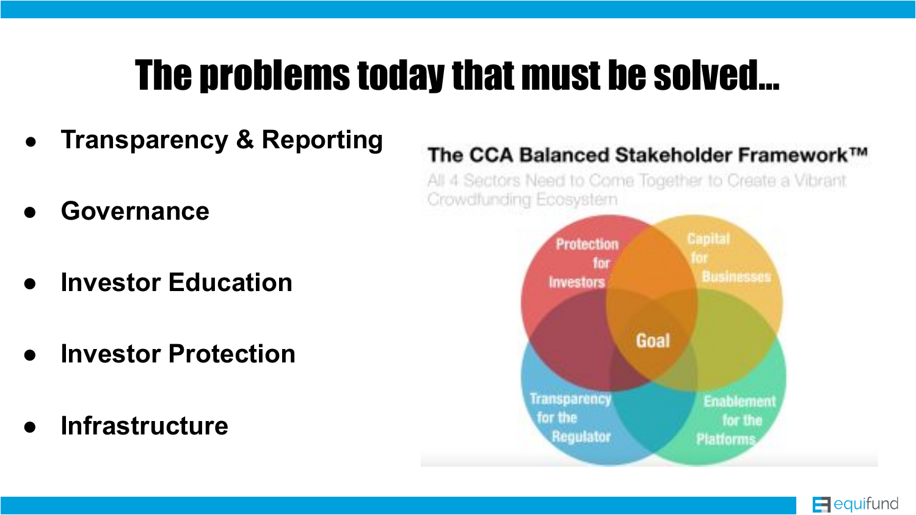# The problems today that must be solved...

- **Transparency & Reporting**
- **Governance**
- **Investor Education**
- **Investor Protection**
- **Infrastructure**

**The CCA Balanced Stakeholder Framework™**

All 4 Sectors Need to Come Together to Create a Vibrant Crowdfunding Ecosystem

Protection for Investors

Capital for Businesses

Goal

Transparency for the Regulator

Enablement for the Platforms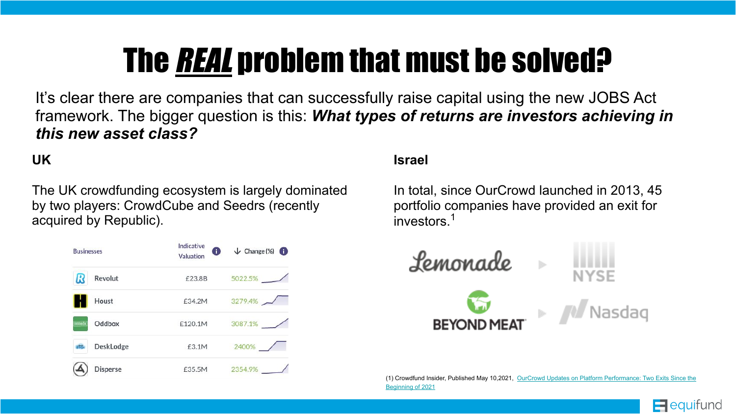# The *REAL* problem that must be solved?

It's clear there are companies that can successfully raise capital using the new JOBS Act framework. The bigger question is this: ***What types of returns are investors achieving in this new asset class?***

**UK**

The UK crowdfunding ecosystem is largely dominated by two players: CrowdCube and Seedrs (recently acquired by Republic).

| Businesses | Indicative Valuation | Change (%) |
|---|---|---|
| Revolut | £23.8B | 5022.5% |
| Houst | £34.2M | 3279.4% |
| Oddbox | £120.1M | 3087.1% |
| DeskLodge | £3.1M | 2400% |
| Disperse | £35.5M | 2354.9% |

**Israel**

In total, since OurCrowd launched in 2013, 45 portfolio companies have provided an exit for investors.[1]

Lemonade ▶ NYSE

BEYOND MEAT ▶ Nasdaq

(1) Crowdfund Insider, Published May 10,2021, OurCrowd Updates on Platform Performance: Two Exits Since the Beginning of 2021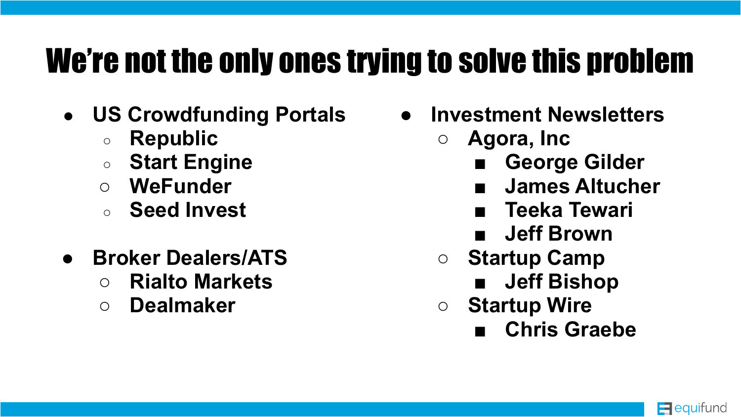# We're not the only ones trying to solve this problem

- **US Crowdfunding Portals**
  - **Republic**
  - **Start Engine**
  - **WeFunder**
  - **Seed Invest**

- **Broker Dealers/ATS**
  - **Rialto Markets**
  - **Dealmaker**

- **Investment Newsletters**
  - **Agora, Inc**
    - **George Gilder**
    - **James Altucher**
    - **Teeka Tewari**
    - **Jeff Brown**
  - **Startup Camp**
    - **Jeff Bishop**
  - **Startup Wire**
    - **Chris Graebe**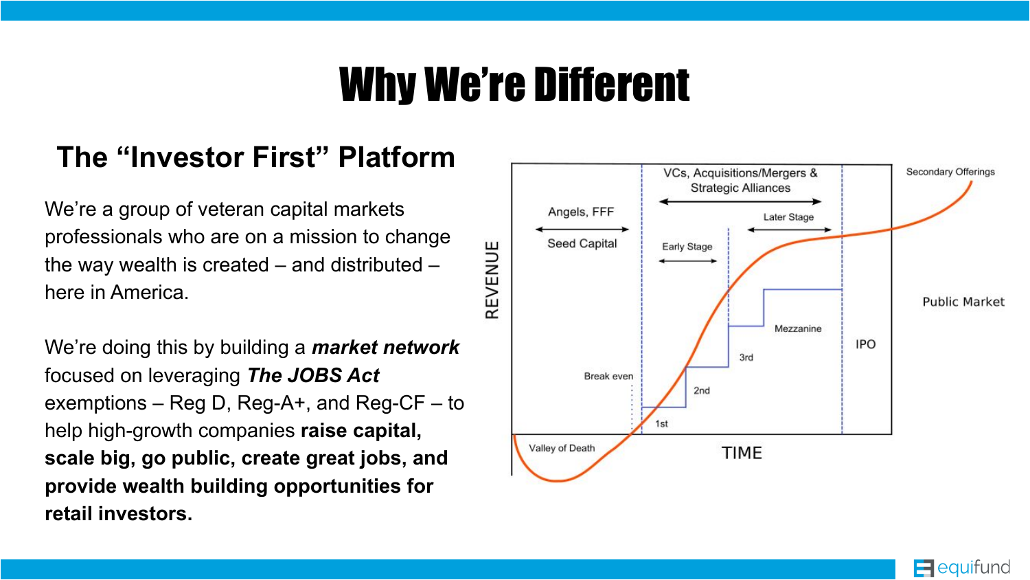# Why We're Different

## The "Investor First" Platform

We're a group of veteran capital markets professionals who are on a mission to change the way wealth is created – and distributed – here in America.

We're doing this by building a ***market network*** focused on leveraging ***The JOBS Act*** exemptions – Reg D, Reg-A+, and Reg-CF – to help high-growth companies **raise capital, scale big, go public, create great jobs, and provide wealth building opportunities for retail investors.**

REVENUE

Angels, FFF

Seed Capital

VCs, Acquisitions/Mergers & Strategic Alliances

Early Stage

Later Stage

Secondary Offerings

Public Market

IPO

Mezzanine

3rd

2nd

1st

Break even

Valley of Death

TIME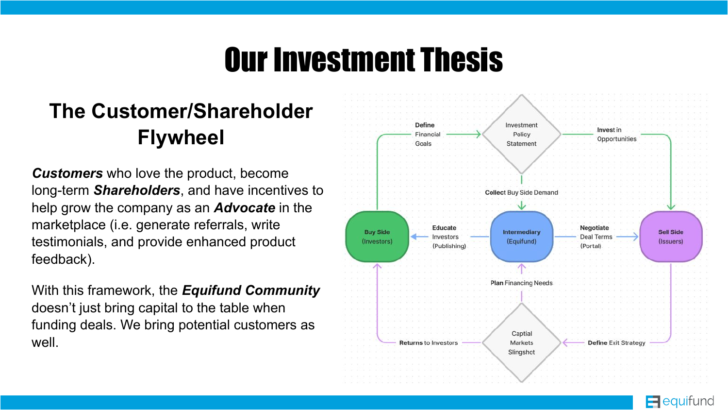# Our Investment Thesis

## The Customer/Shareholder Flywheel

***Customers*** who love the product, become long-term ***Shareholders***, and have incentives to help grow the company as an ***Advocate*** in the marketplace (i.e. generate referrals, write testimonials, and provide enhanced product feedback).

With this framework, the ***Equifund Community*** doesn't just bring capital to the table when funding deals. We bring potential customers as well.

**Buy Side** (Investors) → **Define** Financial Goals → Investment Policy Statement → **Invest** in Opportunities → **Sell Side** (Issuers)

Investment Policy Statement → **Collect** Buy Side Demand → **Intermediary** (Equifund)

**Intermediary** (Equifund) → **Educate** Investors (Publishing) → **Buy Side** (Investors)

**Intermediary** (Equifund) → **Negotiate** Deal Terms (Portal) → **Sell Side** (Issuers)

**Sell Side** (Issuers) → **Define** Exit Strategy → Captial Markets Slingshot

Captial Markets Slingshot → **Plan** Financing Needs → **Intermediary** (Equifund)

Captial Markets Slingshot → **Returns** to Investors → **Buy Side** (Investors)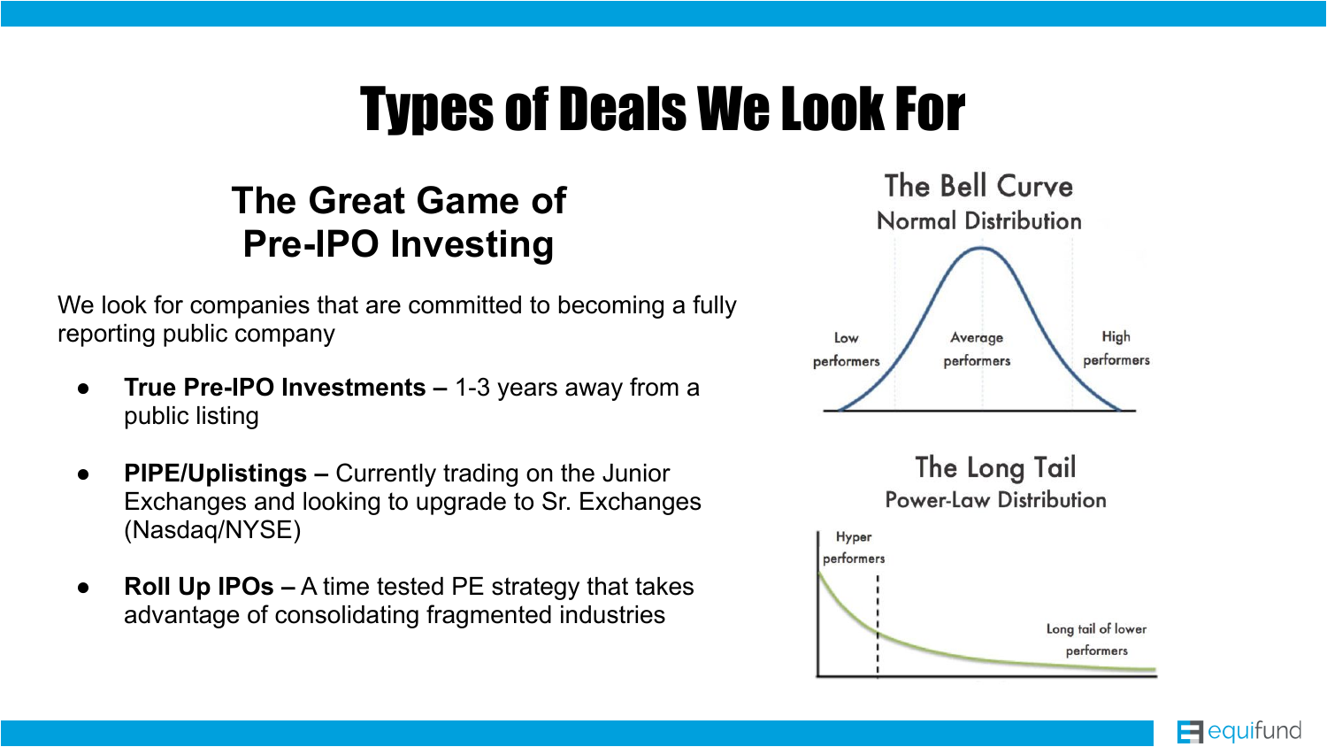# Types of Deals We Look For

## The Great Game of Pre-IPO Investing

We look for companies that are committed to becoming a fully reporting public company

- **True Pre-IPO Investments –** 1-3 years away from a public listing
- **PIPE/Uplistings –** Currently trading on the Junior Exchanges and looking to upgrade to Sr. Exchanges (Nasdaq/NYSE)
- **Roll Up IPOs –** A time tested PE strategy that takes advantage of consolidating fragmented industries

### The Bell Curve
Normal Distribution

Low performers | Average performers | High performers

### The Long Tail
Power-Law Distribution

Hyper performers | Long tail of lower performers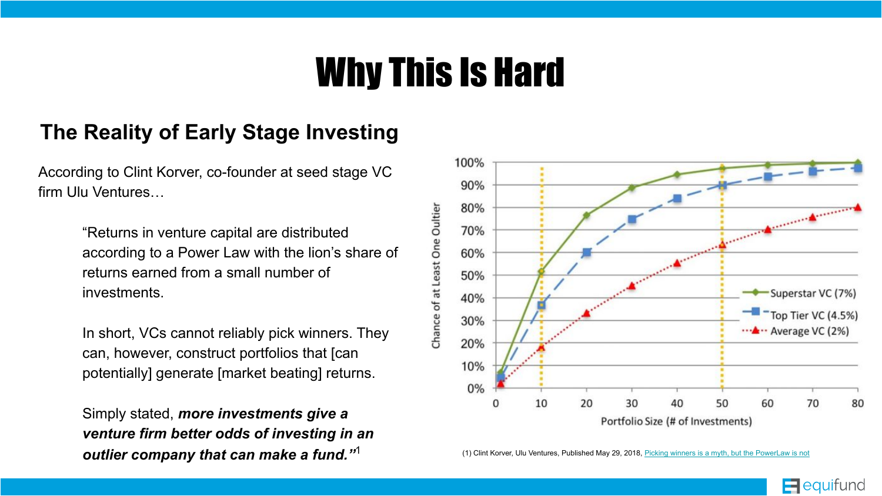# Why This Is Hard

## The Reality of Early Stage Investing

According to Clint Korver, co-founder at seed stage VC firm Ulu Ventures…

> "Returns in venture capital are distributed according to a Power Law with the lion's share of returns earned from a small number of investments.
>
> In short, VCs cannot reliably pick winners. They can, however, construct portfolios that [can potentially] generate [market beating] returns.
>
> Simply stated, ***more investments give a venture firm better odds of investing in an outlier company that can make a fund.***"[1]

(1) Clint Korver, Ulu Ventures, Published May 29, 2018, Picking winners is a myth, but the PowerLaw is not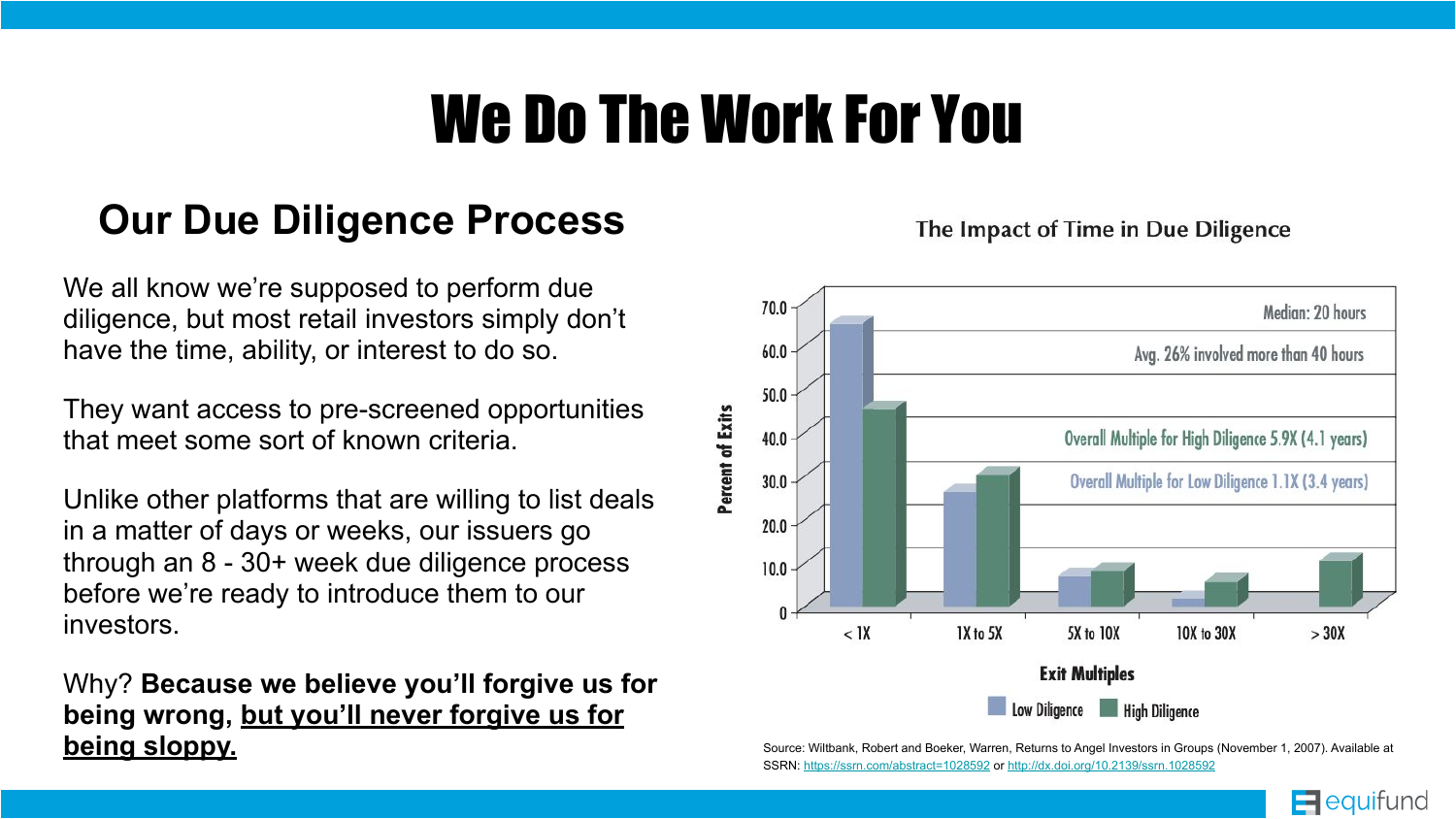# We Do The Work For You

## Our Due Diligence Process

We all know we're supposed to perform due diligence, but most retail investors simply don't have the time, ability, or interest to do so.

They want access to pre-screened opportunities that meet some sort of known criteria.

Unlike other platforms that are willing to list deals in a matter of days or weeks, our issuers go through an 8 - 30+ week due diligence process before we're ready to introduce them to our investors.

Why? **Because we believe you'll forgive us for being wrong, but you'll never forgive us for being sloppy.**

The Impact of Time in Due Diligence

Median: 20 hours

Avg. 26% involved more than 40 hours

Overall Multiple for High Diligence 5.9X (4.1 years)

Overall Multiple for Low Diligence 1.1X (3.4 years)

| Exit Multiples | Low Diligence (Percent of Exits) | High Diligence (Percent of Exits) |
|---|---|---|
| < 1X | ~65 | ~45 |
| 1X to 5X | ~26 | ~30 |
| 5X to 10X | ~7 | ~8 |
| 10X to 30X | ~2 | ~6 |
| > 30X | 0 | ~11 |

Source: Wiltbank, Robert and Boeker, Warren, Returns to Angel Investors in Groups (November 1, 2007). Available at SSRN: https://ssrn.com/abstract=1028592 or http://dx.doi.org/10.2139/ssrn.1028592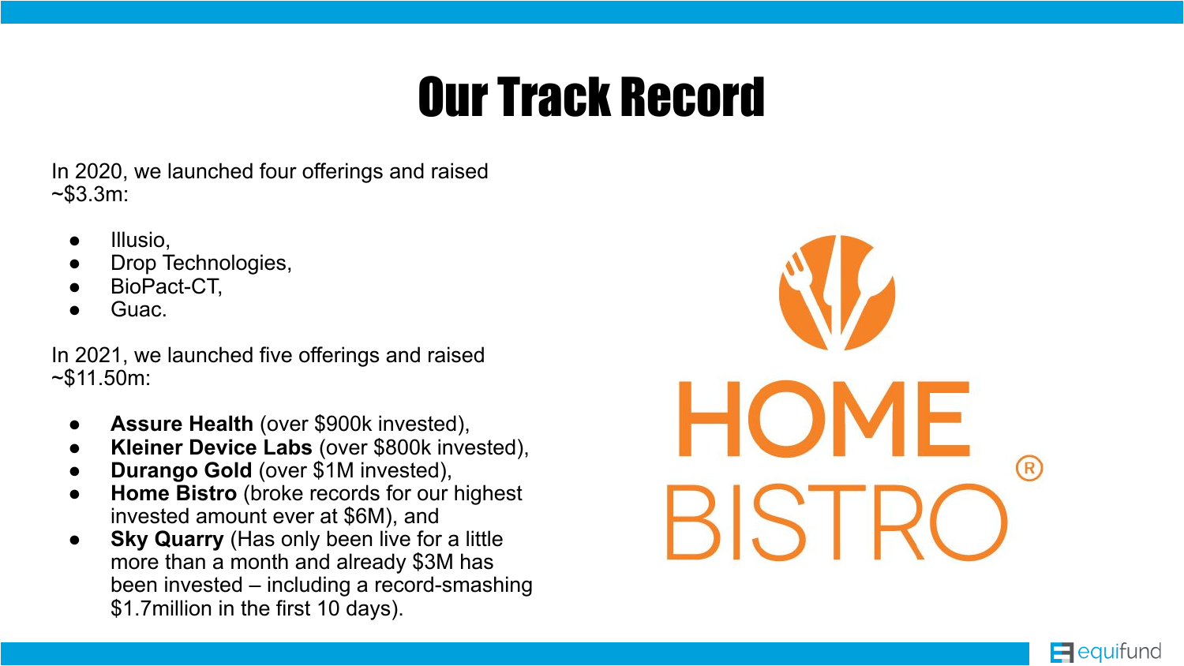# Our Track Record

In 2020, we launched four offerings and raised ~$3.3m:

- Illusio,
- Drop Technologies,
- BioPact-CT,
- Guac.

In 2021, we launched five offerings and raised ~$11.50m:

- **Assure Health** (over $900k invested),
- **Kleiner Device Labs** (over $800k invested),
- **Durango Gold** (over $1M invested),
- **Home Bistro** (broke records for our highest invested amount ever at $6M), and
- **Sky Quarry** (Has only been live for a little more than a month and already $3M has been invested – including a record-smashing $1.7million in the first 10 days).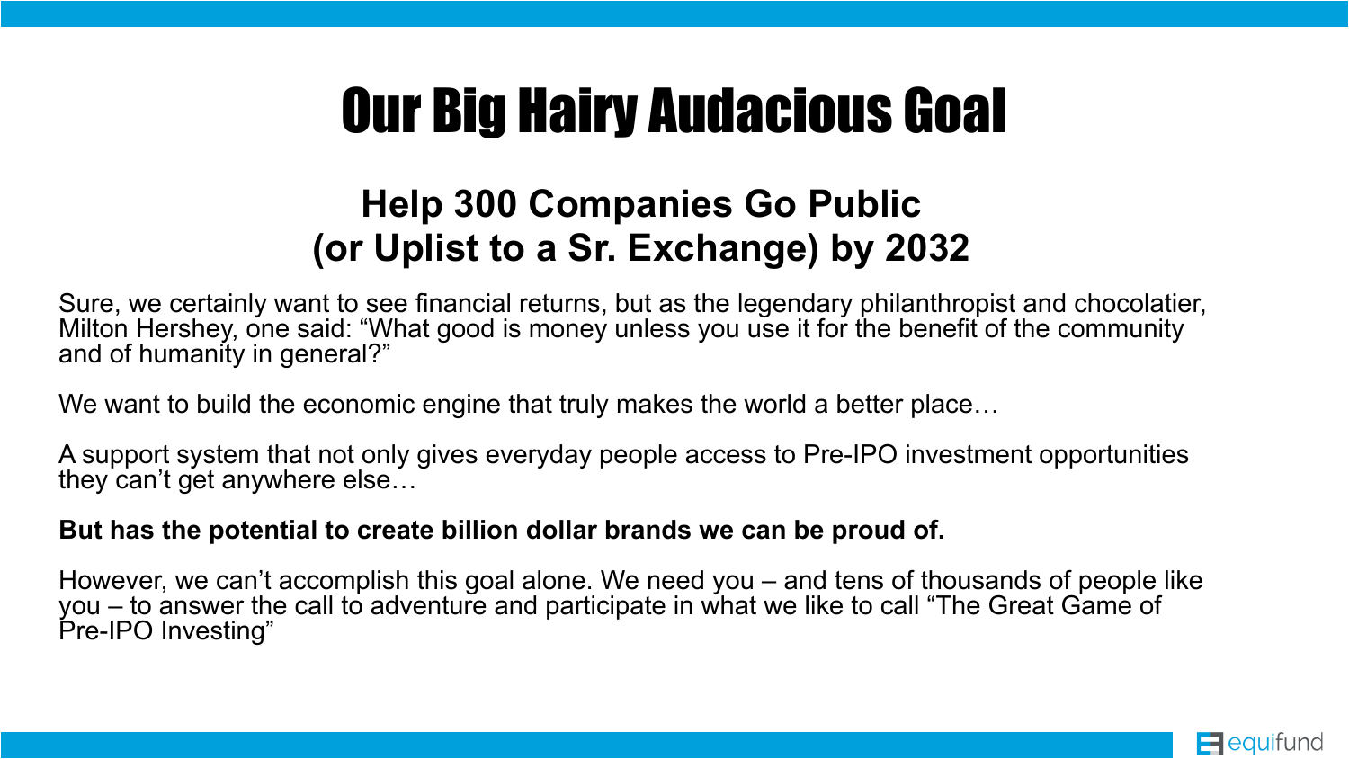# Our Big Hairy Audacious Goal

## Help 300 Companies Go Public (or Uplist to a Sr. Exchange) by 2032

Sure, we certainly want to see financial returns, but as the legendary philanthropist and chocolatier, Milton Hershey, one said: "What good is money unless you use it for the benefit of the community and of humanity in general?"

We want to build the economic engine that truly makes the world a better place…

A support system that not only gives everyday people access to Pre-IPO investment opportunities they can't get anywhere else…

**But has the potential to create billion dollar brands we can be proud of.**

However, we can't accomplish this goal alone. We need you – and tens of thousands of people like you – to answer the call to adventure and participate in what we like to call "The Great Game of Pre-IPO Investing"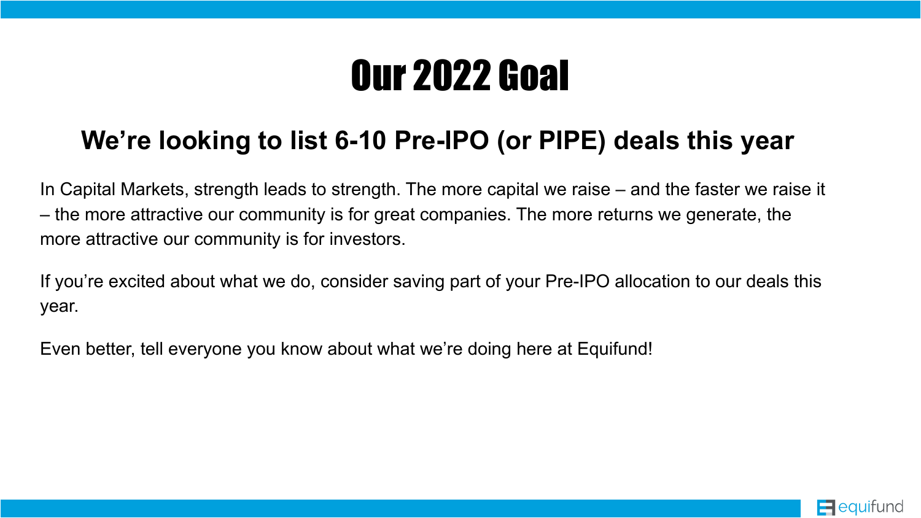# Our 2022 Goal

## We’re looking to list 6-10 Pre-IPO (or PIPE) deals this year

In Capital Markets, strength leads to strength. The more capital we raise – and the faster we raise it – the more attractive our community is for great companies. The more returns we generate, the more attractive our community is for investors.

If you’re excited about what we do, consider saving part of your Pre-IPO allocation to our deals this year.

Even better, tell everyone you know about what we’re doing here at Equifund!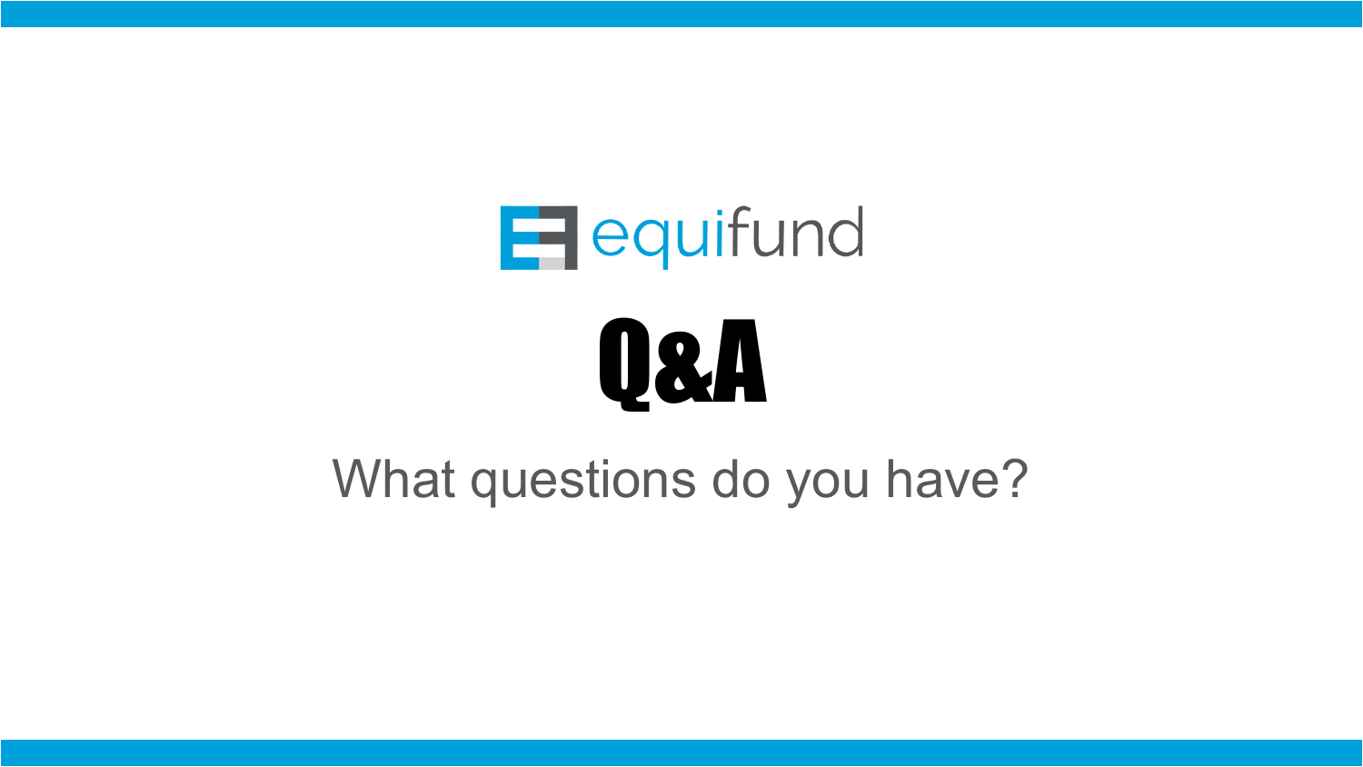equifund

# Q&A

What questions do you have?